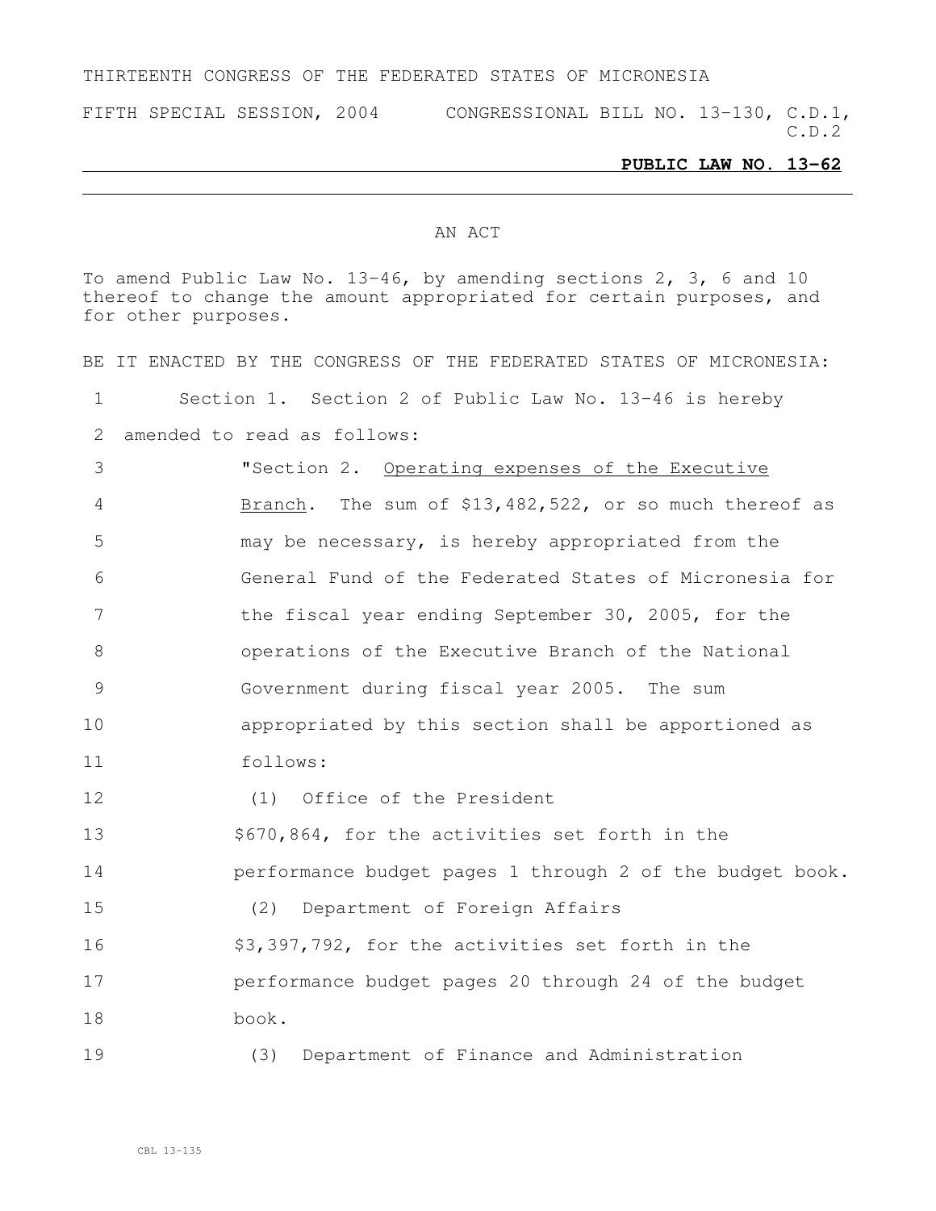THIRTEENTH CONGRESS OF THE FEDERATED STATES OF MICRONESIA

FIFTH SPECIAL SESSION, 2004 CONGRESSIONAL BILL NO. 13-130, C.D.1, C.D.2

**PUBLIC LAW NO. 13-62**

AN ACT

To amend Public Law No. 13-46, by amending sections 2, 3, 6 and 10 thereof to change the amount appropriated for certain purposes, and for other purposes.

BE IT ENACTED BY THE CONGRESS OF THE FEDERATED STATES OF MICRONESIA:

Section 1. Section 2 of Public Law No. 13-46 is hereby amended to read as follows:

"Section 2. Operating expenses of the Executive Branch. The sum of $13,482,522, or so much thereof as may be necessary, is hereby appropriated from the General Fund of the Federated States of Micronesia for the fiscal year ending September 30, 2005, for the operations of the Executive Branch of the National Government during fiscal year 2005. The sum appropriated by this section shall be apportioned as follows:

(1) Office of the President

$670,864, for the activities set forth in the performance budget pages 1 through 2 of the budget book.

(2) Department of Foreign Affairs

$3,397,792, for the activities set forth in the performance budget pages 20 through 24 of the budget book.

(3) Department of Finance and Administration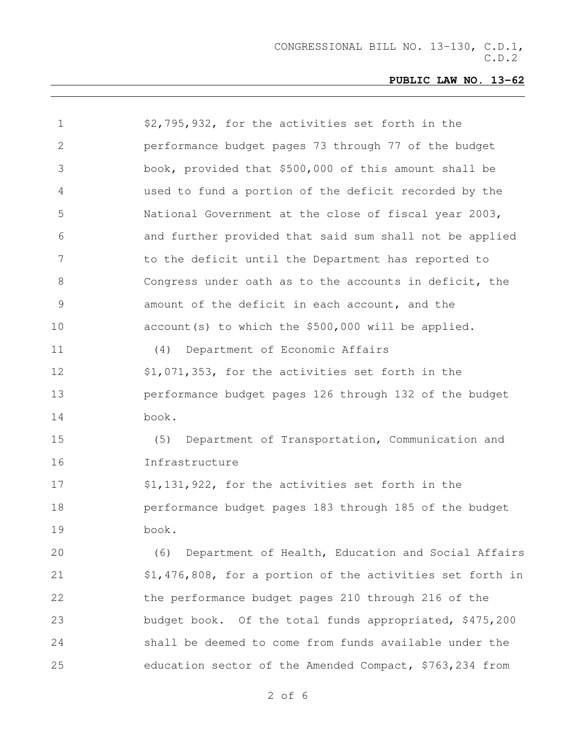$2,795,932, for the activities set forth in the performance budget pages 73 through 77 of the budget book, provided that $500,000 of this amount shall be used to fund a portion of the deficit recorded by the National Government at the close of fiscal year 2003, and further provided that said sum shall not be applied to the deficit until the Department has reported to Congress under oath as to the accounts in deficit, the amount of the deficit in each account, and the account(s) to which the $500,000 will be applied.

(4) Department of Economic Affairs

$1,071,353, for the activities set forth in the performance budget pages 126 through 132 of the budget book.

(5) Department of Transportation, Communication and Infrastructure

$1,131,922, for the activities set forth in the performance budget pages 183 through 185 of the budget book.

(6) Department of Health, Education and Social Affairs

$1,476,808, for a portion of the activities set forth in the performance budget pages 210 through 216 of the budget book. Of the total funds appropriated, $475,200 shall be deemed to come from funds available under the education sector of the Amended Compact, $763,234 from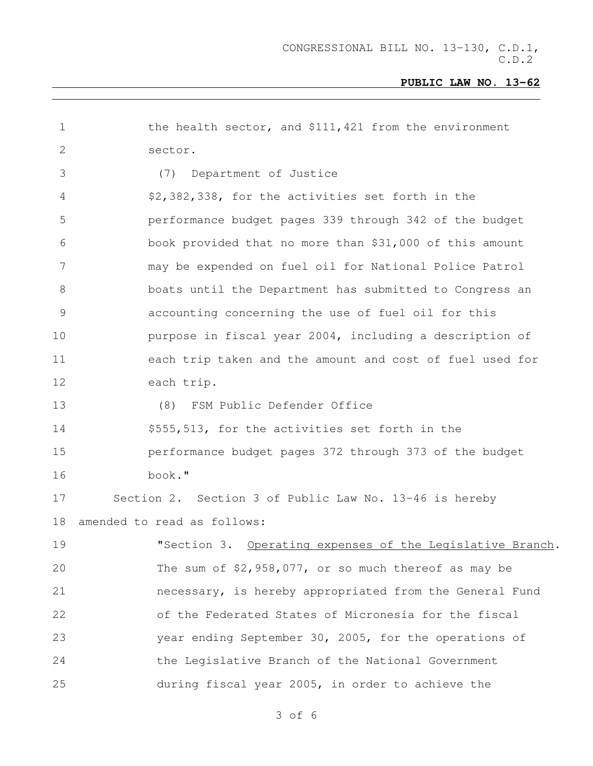the health sector, and $111,421 from the environment sector.

(7) Department of Justice

$2,382,338, for the activities set forth in the performance budget pages 339 through 342 of the budget book provided that no more than $31,000 of this amount may be expended on fuel oil for National Police Patrol boats until the Department has submitted to Congress an accounting concerning the use of fuel oil for this purpose in fiscal year 2004, including a description of each trip taken and the amount and cost of fuel used for each trip.

(8) FSM Public Defender Office

$555,513, for the activities set forth in the performance budget pages 372 through 373 of the budget book."

Section 2. Section 3 of Public Law No. 13-46 is hereby amended to read as follows:

"Section 3. Operating expenses of the Legislative Branch. The sum of $2,958,077, or so much thereof as may be necessary, is hereby appropriated from the General Fund of the Federated States of Micronesia for the fiscal year ending September 30, 2005, for the operations of the Legislative Branch of the National Government during fiscal year 2005, in order to achieve the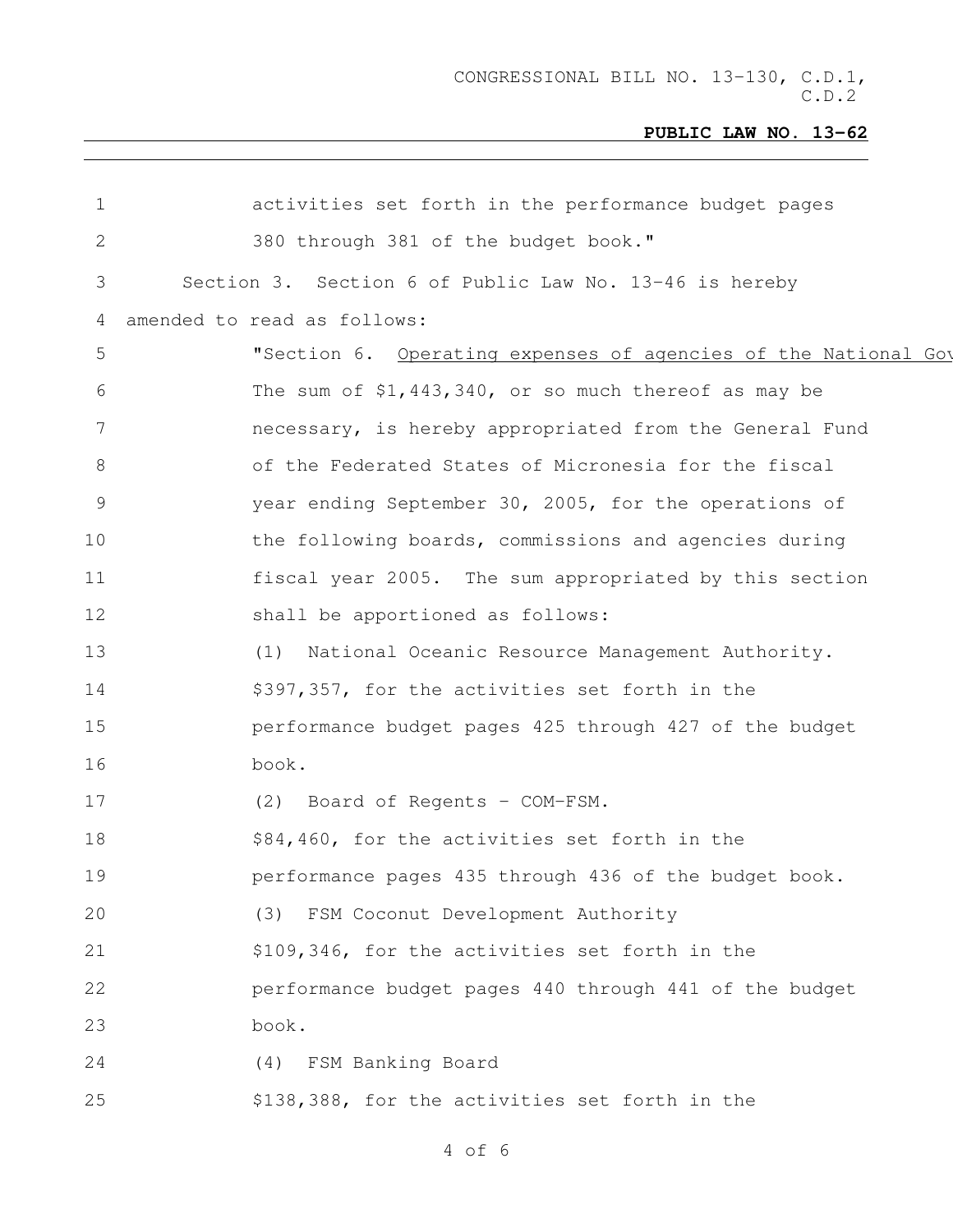activities set forth in the performance budget pages 380 through 381 of the budget book."

Section 3. Section 6 of Public Law No. 13-46 is hereby amended to read as follows:

"Section 6. Operating expenses of agencies of the National Gov

The sum of $1,443,340, or so much thereof as may be necessary, is hereby appropriated from the General Fund of the Federated States of Micronesia for the fiscal year ending September 30, 2005, for the operations of the following boards, commissions and agencies during fiscal year 2005. The sum appropriated by this section shall be apportioned as follows:

(1) National Oceanic Resource Management Authority.
$397,357, for the activities set forth in the performance budget pages 425 through 427 of the budget book.

(2) Board of Regents - COM-FSM.
$84,460, for the activities set forth in the performance pages 435 through 436 of the budget book.

(3) FSM Coconut Development Authority
$109,346, for the activities set forth in the performance budget pages 440 through 441 of the budget book.

(4) FSM Banking Board
$138,388, for the activities set forth in the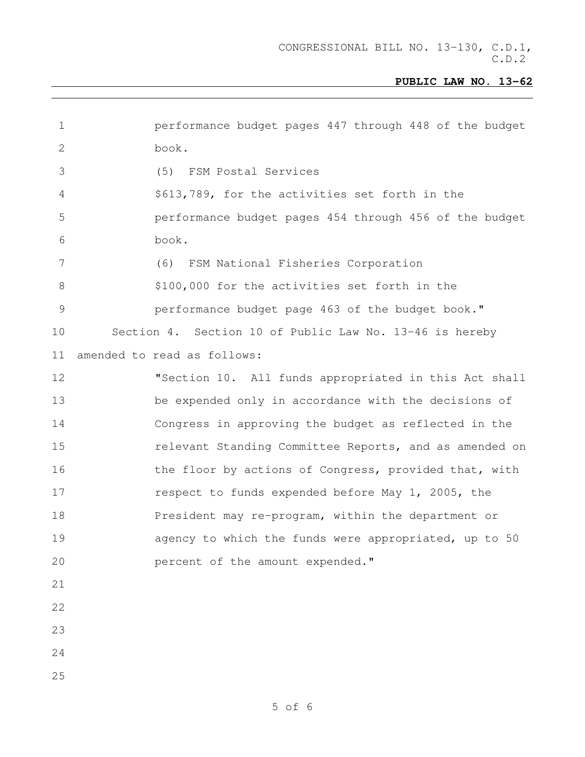performance budget pages 447 through 448 of the budget book.

(5) FSM Postal Services

$613,789, for the activities set forth in the performance budget pages 454 through 456 of the budget book.

(6) FSM National Fisheries Corporation

$100,000 for the activities set forth in the performance budget page 463 of the budget book."

Section 4. Section 10 of Public Law No. 13-46 is hereby amended to read as follows:

"Section 10. All funds appropriated in this Act shall be expended only in accordance with the decisions of Congress in approving the budget as reflected in the relevant Standing Committee Reports, and as amended on the floor by actions of Congress, provided that, with respect to funds expended before May 1, 2005, the President may re-program, within the department or agency to which the funds were appropriated, up to 50 percent of the amount expended."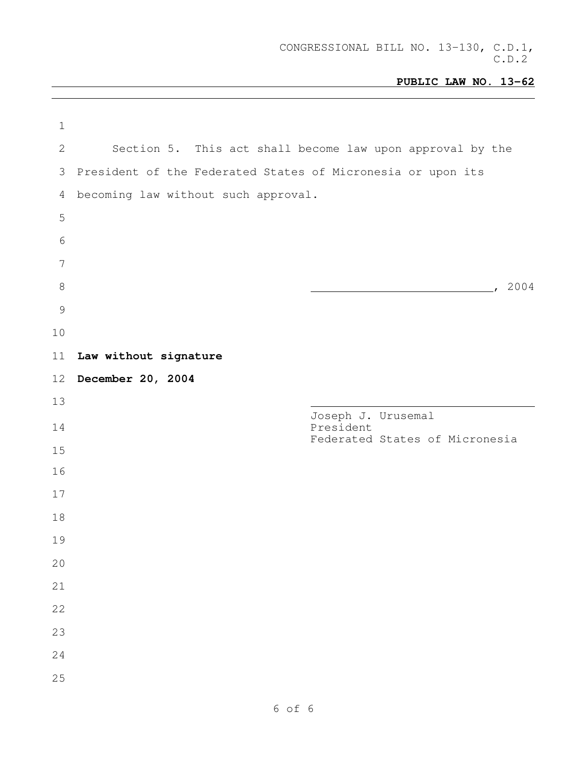CONGRESSIONAL BILL NO. 13-130, C.D.1, C.D.2

**PUBLIC LAW NO. 13-62**

Section 5. This act shall become law upon approval by the President of the Federated States of Micronesia or upon its becoming law without such approval.

\_\_\_\_\_\_\_\_\_\_\_\_\_\_\_\_\_\_\_\_\_\_\_\_\_\_\_\_, 2004

**Law without signature**
**December 20, 2004**

\_\_\_\_\_\_\_\_\_\_\_\_\_\_\_\_\_\_\_\_\_\_\_\_\_\_\_\_
Joseph J. Urusemal
President
Federated States of Micronesia